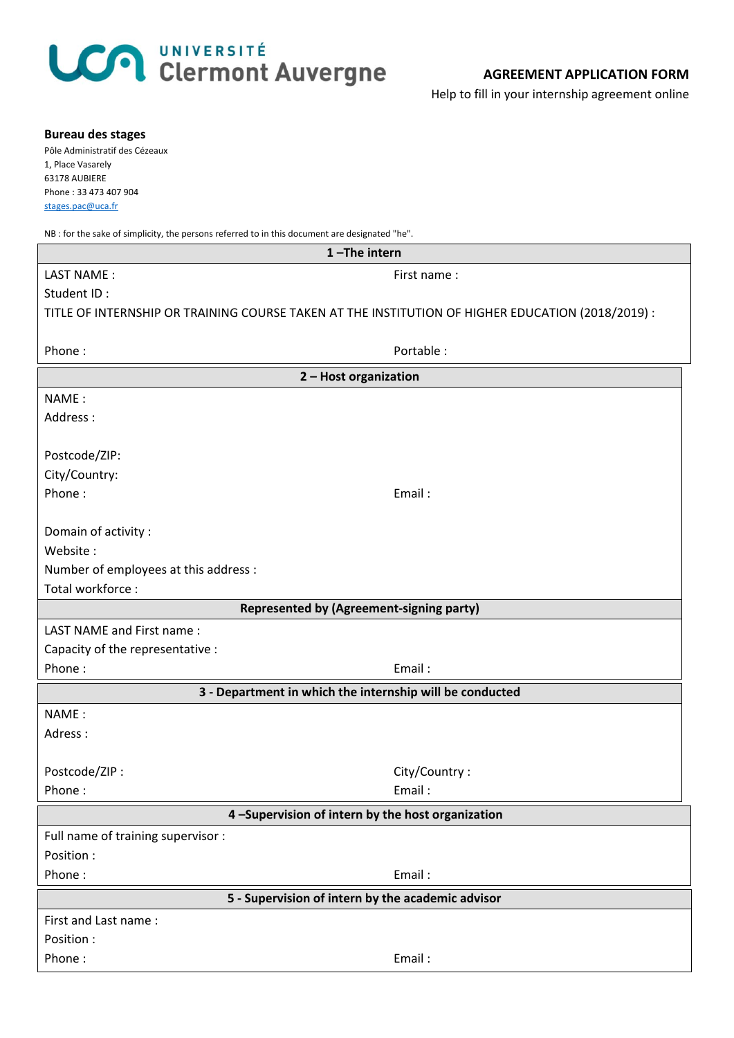UNIVERSITÉ Clermont Auvergne

## AGREEMENT APPLICATION FORM

Help to fill in your internship agreement online

**Bureau des stages**
Pôle Administratif des Cézeaux
1, Place Vasarely
63178 AUBIERE
Phone : 33 473 407 904
stages.pac@uca.fr

NB : for the sake of simplicity, the persons referred to in this document are designated "he".

| **1 –The intern** | |
|---|---|
| LAST NAME : | First name : |
| Student ID : | |
| TITLE OF INTERNSHIP OR TRAINING COURSE TAKEN AT THE INSTITUTION OF HIGHER EDUCATION (2018/2019) : | |
| Phone : | Portable : |

| **2 – Host organization** | |
|---|---|
| NAME : | |
| Address : | |
| Postcode/ZIP: | |
| City/Country: | |
| Phone : | Email : |
| Domain of activity : | |
| Website : | |
| Number of employees at this address : | |
| Total workforce : | |
| **Represented by (Agreement-signing party)** | |
| LAST NAME and First name : | |
| Capacity of the representative : | |
| Phone : | Email : |

| **3 - Department in which the internship will be conducted** | |
|---|---|
| NAME : | |
| Adress : | |
| Postcode/ZIP : | City/Country : |
| Phone : | Email : |

| **4 –Supervision of intern by the host organization** | |
|---|---|
| Full name of training supervisor : | |
| Position : | |
| Phone : | Email : |

| **5 - Supervision of intern by the academic advisor** | |
|---|---|
| First and Last name : | |
| Position : | |
| Phone : | Email : |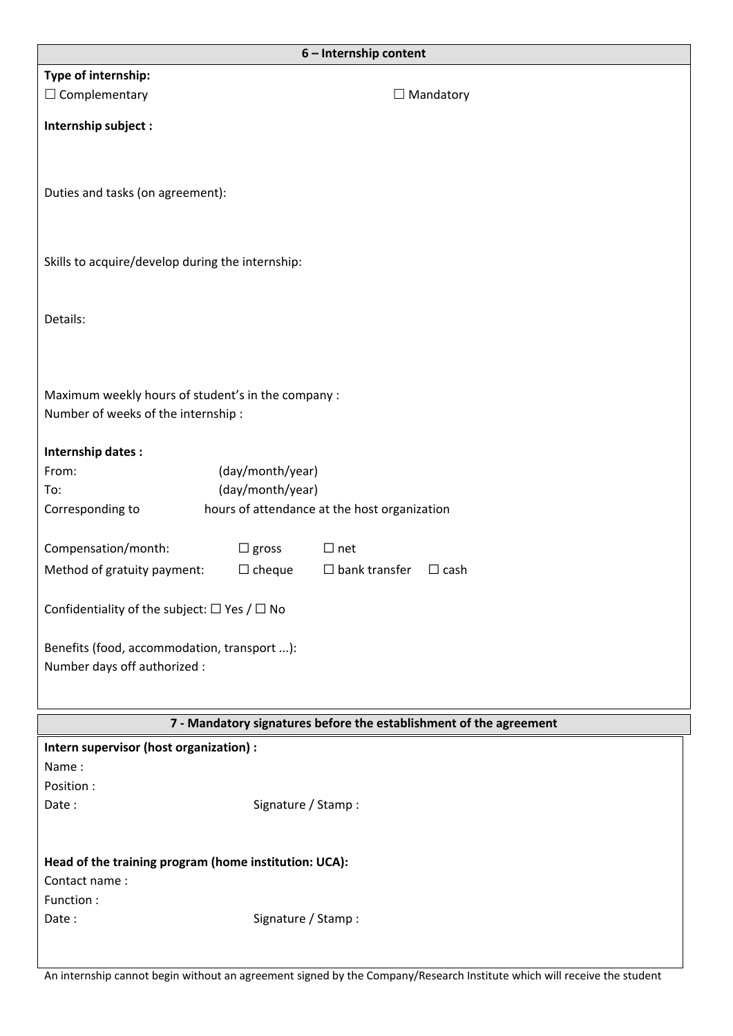## 6 – Internship content

**Type of internship:**

☐ Complementary ☐ Mandatory

**Internship subject :**

Duties and tasks (on agreement):

Skills to acquire/develop during the internship:

Details:

Maximum weekly hours of student's in the company :

Number of weeks of the internship :

**Internship dates :**

From: (day/month/year)

To: (day/month/year)

Corresponding to hours of attendance at the host organization

Compensation/month: ☐ gross ☐ net

Method of gratuity payment: ☐ cheque ☐ bank transfer ☐ cash

Confidentiality of the subject: ☐ Yes / ☐ No

Benefits (food, accommodation, transport ...):

Number days off authorized :

## 7 - Mandatory signatures before the establishment of the agreement

**Intern supervisor (host organization) :**

Name :

Position :

Date : Signature / Stamp :

**Head of the training program (home institution: UCA):**

Contact name :

Function :

Date : Signature / Stamp :

An internship cannot begin without an agreement signed by the Company/Research Institute which will receive the student